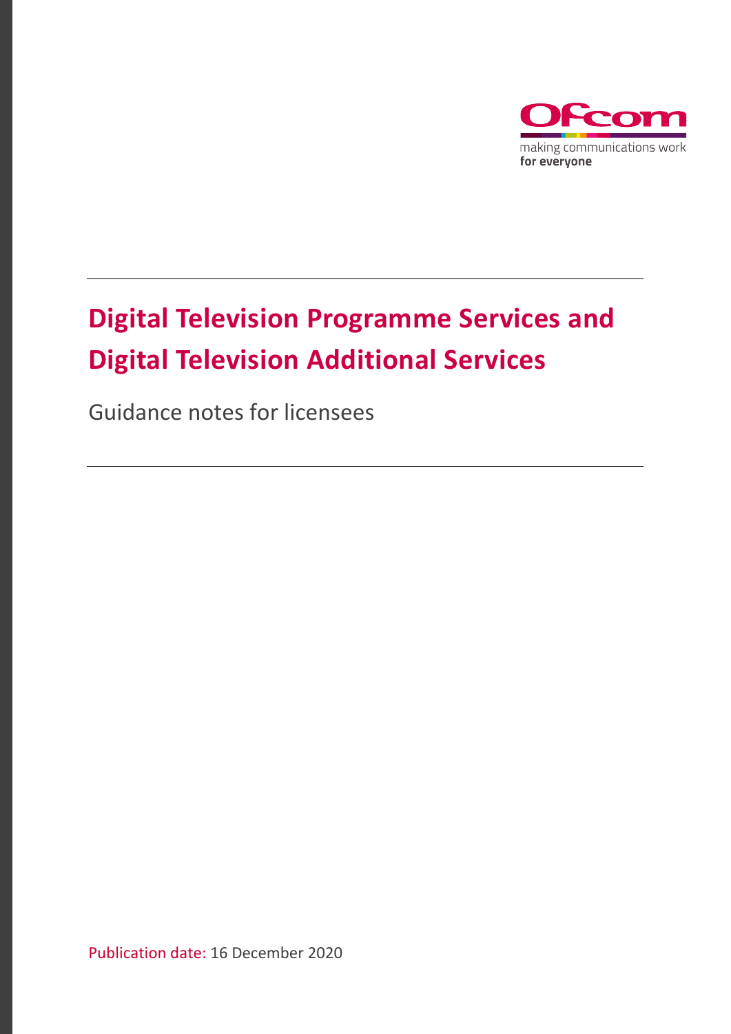Ofcom

making communications work
**for everyone**

# Digital Television Programme Services and Digital Television Additional Services

Guidance notes for licensees

Publication date: 16 December 2020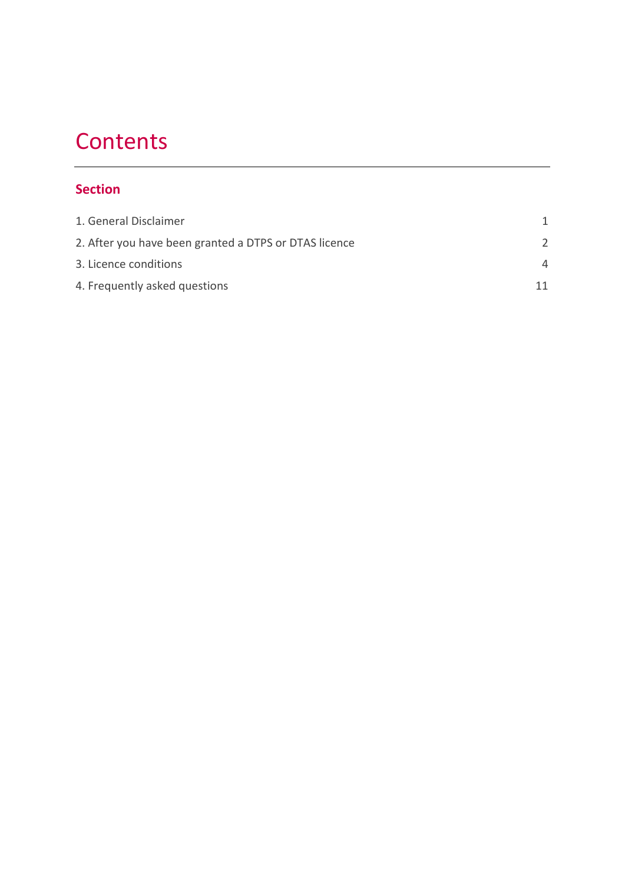# Contents

## Section

| | |
|---|---|
| 1. General Disclaimer | 1 |
| 2. After you have been granted a DTPS or DTAS licence | 2 |
| 3. Licence conditions | 4 |
| 4. Frequently asked questions | 11 |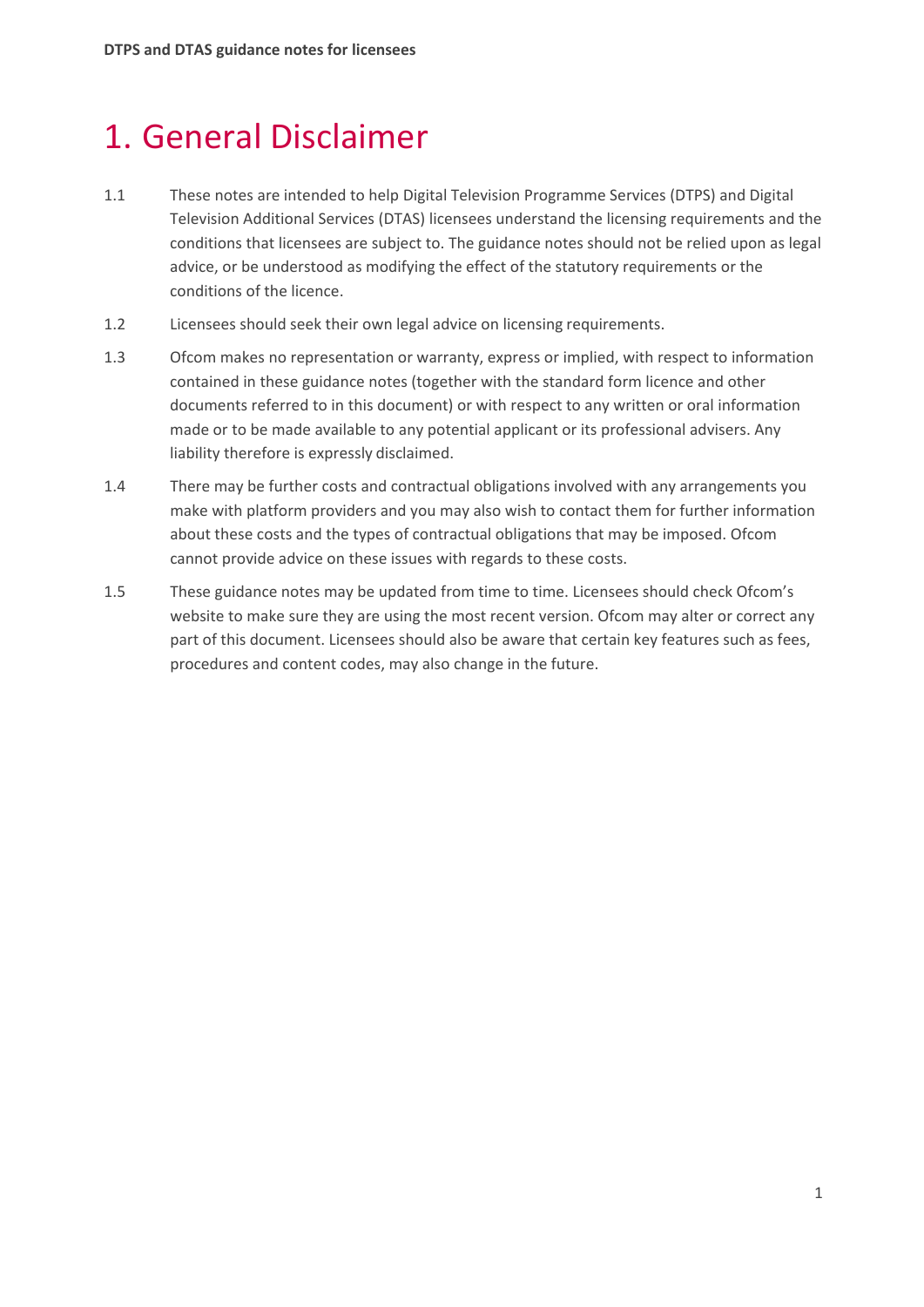# 1. General Disclaimer

1.1 These notes are intended to help Digital Television Programme Services (DTPS) and Digital Television Additional Services (DTAS) licensees understand the licensing requirements and the conditions that licensees are subject to. The guidance notes should not be relied upon as legal advice, or be understood as modifying the effect of the statutory requirements or the conditions of the licence.

1.2 Licensees should seek their own legal advice on licensing requirements.

1.3 Ofcom makes no representation or warranty, express or implied, with respect to information contained in these guidance notes (together with the standard form licence and other documents referred to in this document) or with respect to any written or oral information made or to be made available to any potential applicant or its professional advisers. Any liability therefore is expressly disclaimed.

1.4 There may be further costs and contractual obligations involved with any arrangements you make with platform providers and you may also wish to contact them for further information about these costs and the types of contractual obligations that may be imposed. Ofcom cannot provide advice on these issues with regards to these costs.

1.5 These guidance notes may be updated from time to time. Licensees should check Ofcom's website to make sure they are using the most recent version. Ofcom may alter or correct any part of this document. Licensees should also be aware that certain key features such as fees, procedures and content codes, may also change in the future.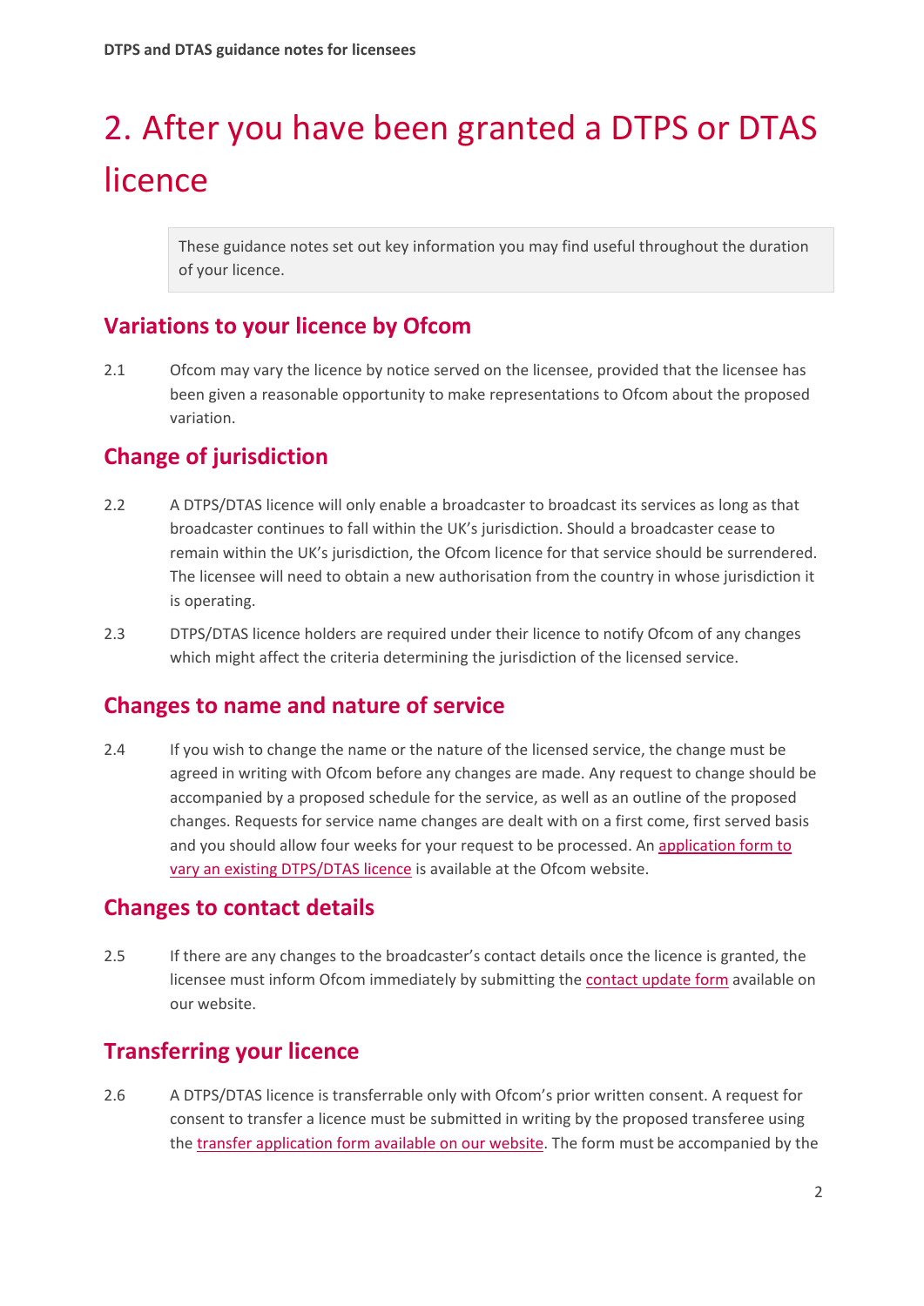# 2. After you have been granted a DTPS or DTAS licence

> These guidance notes set out key information you may find useful throughout the duration of your licence.

## Variations to your licence by Ofcom

2.1 Ofcom may vary the licence by notice served on the licensee, provided that the licensee has been given a reasonable opportunity to make representations to Ofcom about the proposed variation.

## Change of jurisdiction

2.2 A DTPS/DTAS licence will only enable a broadcaster to broadcast its services as long as that broadcaster continues to fall within the UK's jurisdiction. Should a broadcaster cease to remain within the UK's jurisdiction, the Ofcom licence for that service should be surrendered. The licensee will need to obtain a new authorisation from the country in whose jurisdiction it is operating.

2.3 DTPS/DTAS licence holders are required under their licence to notify Ofcom of any changes which might affect the criteria determining the jurisdiction of the licensed service.

## Changes to name and nature of service

2.4 If you wish to change the name or the nature of the licensed service, the change must be agreed in writing with Ofcom before any changes are made. Any request to change should be accompanied by a proposed schedule for the service, as well as an outline of the proposed changes. Requests for service name changes are dealt with on a first come, first served basis and you should allow four weeks for your request to be processed. An application form to vary an existing DTPS/DTAS licence is available at the Ofcom website.

## Changes to contact details

2.5 If there are any changes to the broadcaster's contact details once the licence is granted, the licensee must inform Ofcom immediately by submitting the contact update form available on our website.

## Transferring your licence

2.6 A DTPS/DTAS licence is transferrable only with Ofcom's prior written consent. A request for consent to transfer a licence must be submitted in writing by the proposed transferee using the transfer application form available on our website. The form must be accompanied by the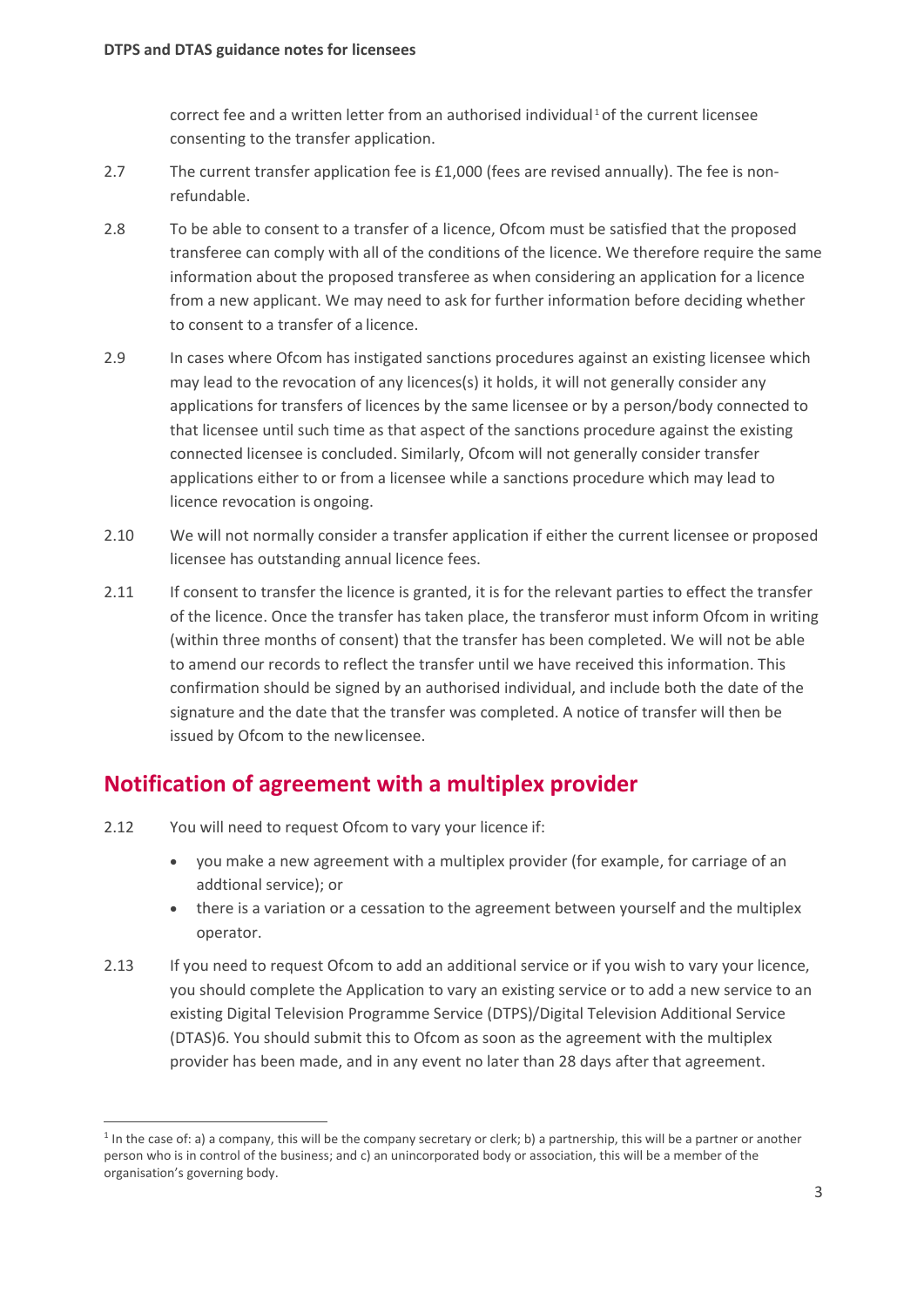correct fee and a written letter from an authorised individual[1] of the current licensee consenting to the transfer application.

2.7 The current transfer application fee is £1,000 (fees are revised annually). The fee is non-refundable.

2.8 To be able to consent to a transfer of a licence, Ofcom must be satisfied that the proposed transferee can comply with all of the conditions of the licence. We therefore require the same information about the proposed transferee as when considering an application for a licence from a new applicant. We may need to ask for further information before deciding whether to consent to a transfer of a licence.

2.9 In cases where Ofcom has instigated sanctions procedures against an existing licensee which may lead to the revocation of any licences(s) it holds, it will not generally consider any applications for transfers of licences by the same licensee or by a person/body connected to that licensee until such time as that aspect of the sanctions procedure against the existing connected licensee is concluded. Similarly, Ofcom will not generally consider transfer applications either to or from a licensee while a sanctions procedure which may lead to licence revocation is ongoing.

2.10 We will not normally consider a transfer application if either the current licensee or proposed licensee has outstanding annual licence fees.

2.11 If consent to transfer the licence is granted, it is for the relevant parties to effect the transfer of the licence. Once the transfer has taken place, the transferor must inform Ofcom in writing (within three months of consent) that the transfer has been completed. We will not be able to amend our records to reflect the transfer until we have received this information. This confirmation should be signed by an authorised individual, and include both the date of the signature and the date that the transfer was completed. A notice of transfer will then be issued by Ofcom to the new licensee.

## Notification of agreement with a multiplex provider

2.12 You will need to request Ofcom to vary your licence if:

- you make a new agreement with a multiplex provider (for example, for carriage of an addtional service); or
- there is a variation or a cessation to the agreement between yourself and the multiplex operator.

2.13 If you need to request Ofcom to add an additional service or if you wish to vary your licence, you should complete the Application to vary an existing service or to add a new service to an existing Digital Television Programme Service (DTPS)/Digital Television Additional Service (DTAS)6. You should submit this to Ofcom as soon as the agreement with the multiplex provider has been made, and in any event no later than 28 days after that agreement.

[1] In the case of: a) a company, this will be the company secretary or clerk; b) a partnership, this will be a partner or another person who is in control of the business; and c) an unincorporated body or association, this will be a member of the organisation's governing body.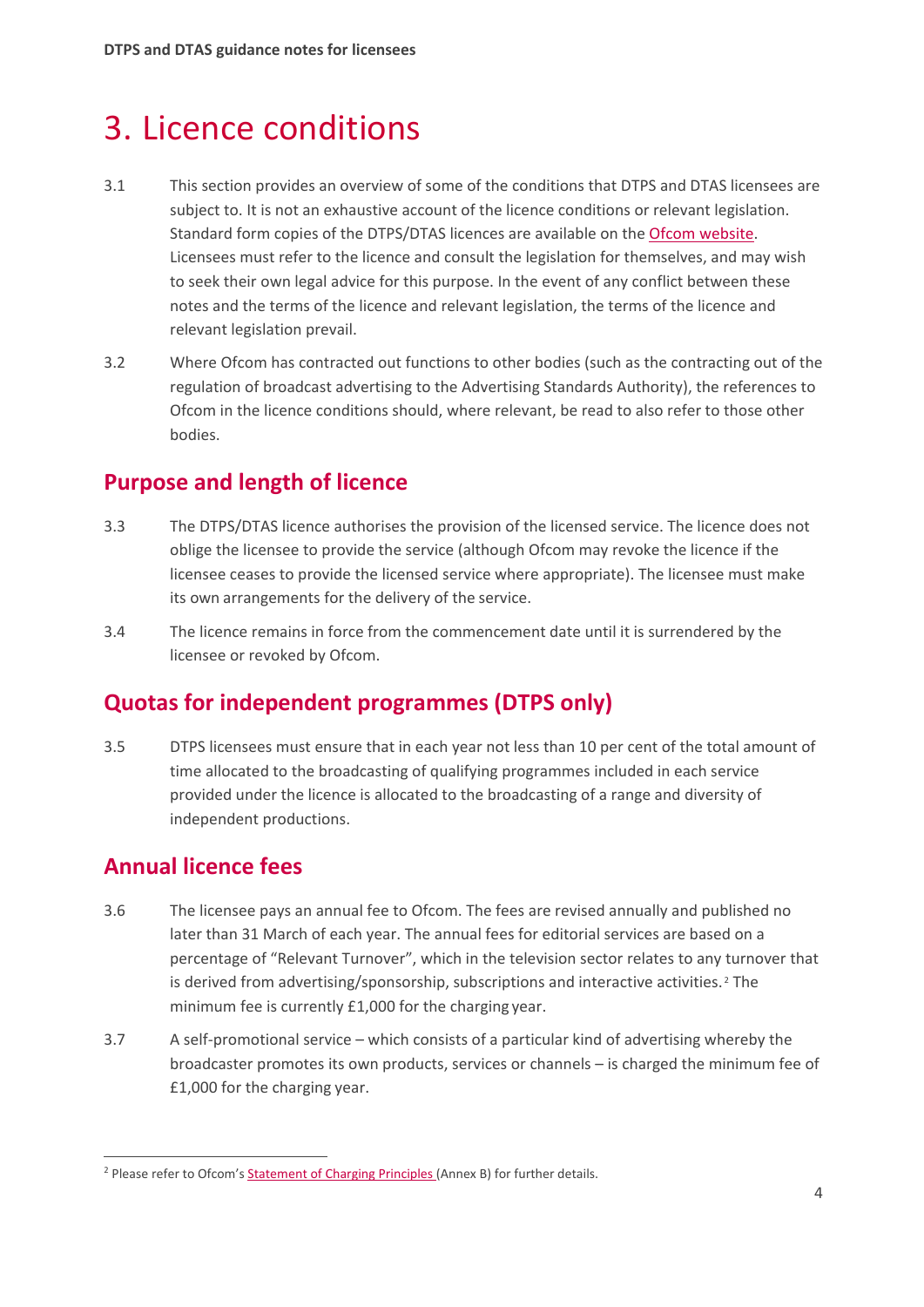# 3. Licence conditions

3.1 This section provides an overview of some of the conditions that DTPS and DTAS licensees are subject to. It is not an exhaustive account of the licence conditions or relevant legislation. Standard form copies of the DTPS/DTAS licences are available on the Ofcom website. Licensees must refer to the licence and consult the legislation for themselves, and may wish to seek their own legal advice for this purpose. In the event of any conflict between these notes and the terms of the licence and relevant legislation, the terms of the licence and relevant legislation prevail.

3.2 Where Ofcom has contracted out functions to other bodies (such as the contracting out of the regulation of broadcast advertising to the Advertising Standards Authority), the references to Ofcom in the licence conditions should, where relevant, be read to also refer to those other bodies.

## Purpose and length of licence

3.3 The DTPS/DTAS licence authorises the provision of the licensed service. The licence does not oblige the licensee to provide the service (although Ofcom may revoke the licence if the licensee ceases to provide the licensed service where appropriate). The licensee must make its own arrangements for the delivery of the service.

3.4 The licence remains in force from the commencement date until it is surrendered by the licensee or revoked by Ofcom.

## Quotas for independent programmes (DTPS only)

3.5 DTPS licensees must ensure that in each year not less than 10 per cent of the total amount of time allocated to the broadcasting of qualifying programmes included in each service provided under the licence is allocated to the broadcasting of a range and diversity of independent productions.

## Annual licence fees

3.6 The licensee pays an annual fee to Ofcom. The fees are revised annually and published no later than 31 March of each year. The annual fees for editorial services are based on a percentage of "Relevant Turnover", which in the television sector relates to any turnover that is derived from advertising/sponsorship, subscriptions and interactive activities.[2] The minimum fee is currently £1,000 for the charging year.

3.7 A self-promotional service – which consists of a particular kind of advertising whereby the broadcaster promotes its own products, services or channels – is charged the minimum fee of £1,000 for the charging year.

[2] Please refer to Ofcom's Statement of Charging Principles (Annex B) for further details.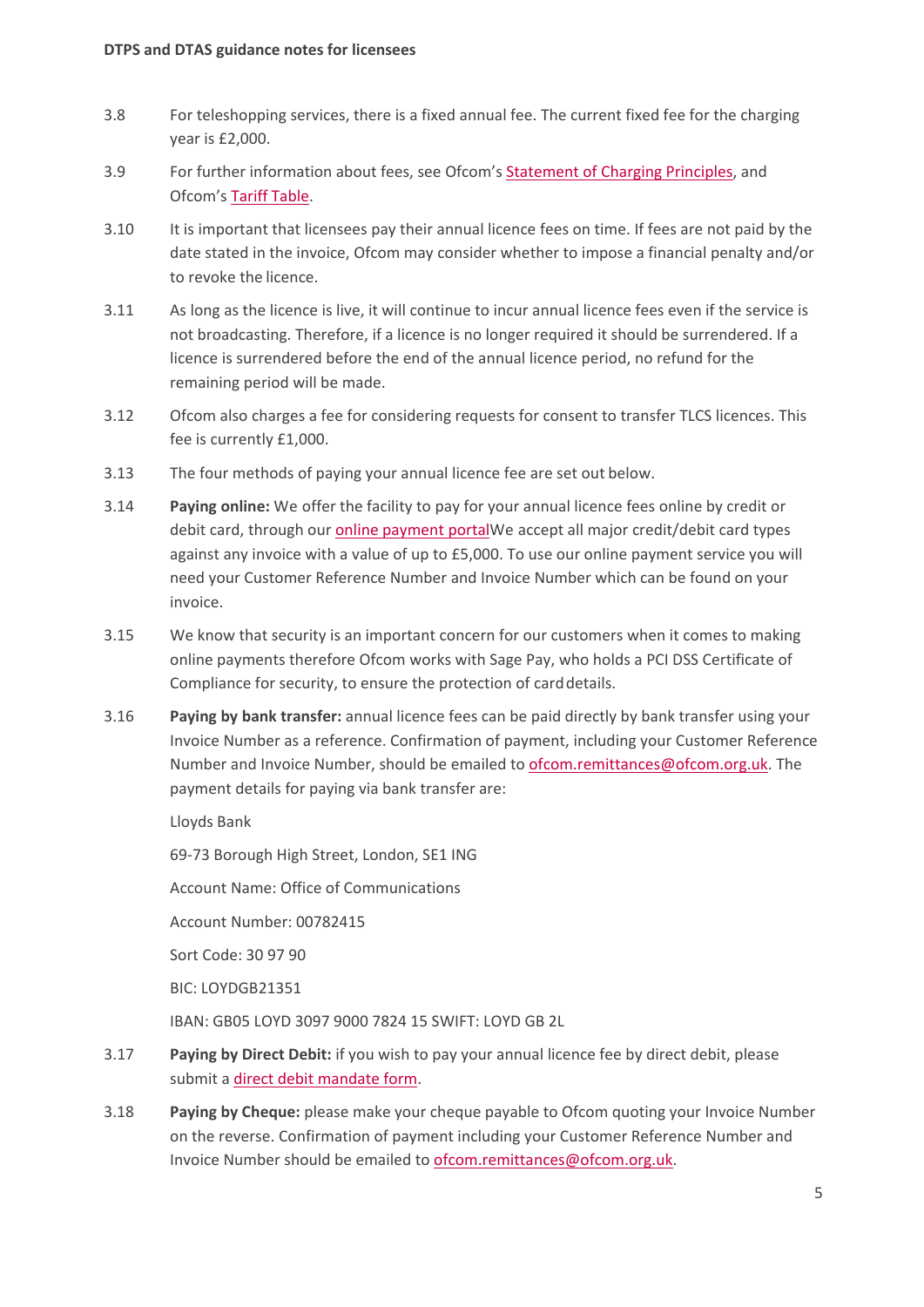3.8 For teleshopping services, there is a fixed annual fee. The current fixed fee for the charging year is £2,000.

3.9 For further information about fees, see Ofcom's Statement of Charging Principles, and Ofcom's Tariff Table.

3.10 It is important that licensees pay their annual licence fees on time. If fees are not paid by the date stated in the invoice, Ofcom may consider whether to impose a financial penalty and/or to revoke the licence.

3.11 As long as the licence is live, it will continue to incur annual licence fees even if the service is not broadcasting. Therefore, if a licence is no longer required it should be surrendered. If a licence is surrendered before the end of the annual licence period, no refund for the remaining period will be made.

3.12 Ofcom also charges a fee for considering requests for consent to transfer TLCS licences. This fee is currently £1,000.

3.13 The four methods of paying your annual licence fee are set out below.

3.14 **Paying online:** We offer the facility to pay for your annual licence fees online by credit or debit card, through our online payment portalWe accept all major credit/debit card types against any invoice with a value of up to £5,000. To use our online payment service you will need your Customer Reference Number and Invoice Number which can be found on your invoice.

3.15 We know that security is an important concern for our customers when it comes to making online payments therefore Ofcom works with Sage Pay, who holds a PCI DSS Certificate of Compliance for security, to ensure the protection of card details.

3.16 **Paying by bank transfer:** annual licence fees can be paid directly by bank transfer using your Invoice Number as a reference. Confirmation of payment, including your Customer Reference Number and Invoice Number, should be emailed to ofcom.remittances@ofcom.org.uk. The payment details for paying via bank transfer are:

Lloyds Bank

69-73 Borough High Street, London, SE1 ING

Account Name: Office of Communications

Account Number: 00782415

Sort Code: 30 97 90

BIC: LOYDGB21351

IBAN: GB05 LOYD 3097 9000 7824 15 SWIFT: LOYD GB 2L

3.17 **Paying by Direct Debit:** if you wish to pay your annual licence fee by direct debit, please submit a direct debit mandate form.

3.18 **Paying by Cheque:** please make your cheque payable to Ofcom quoting your Invoice Number on the reverse. Confirmation of payment including your Customer Reference Number and Invoice Number should be emailed to ofcom.remittances@ofcom.org.uk.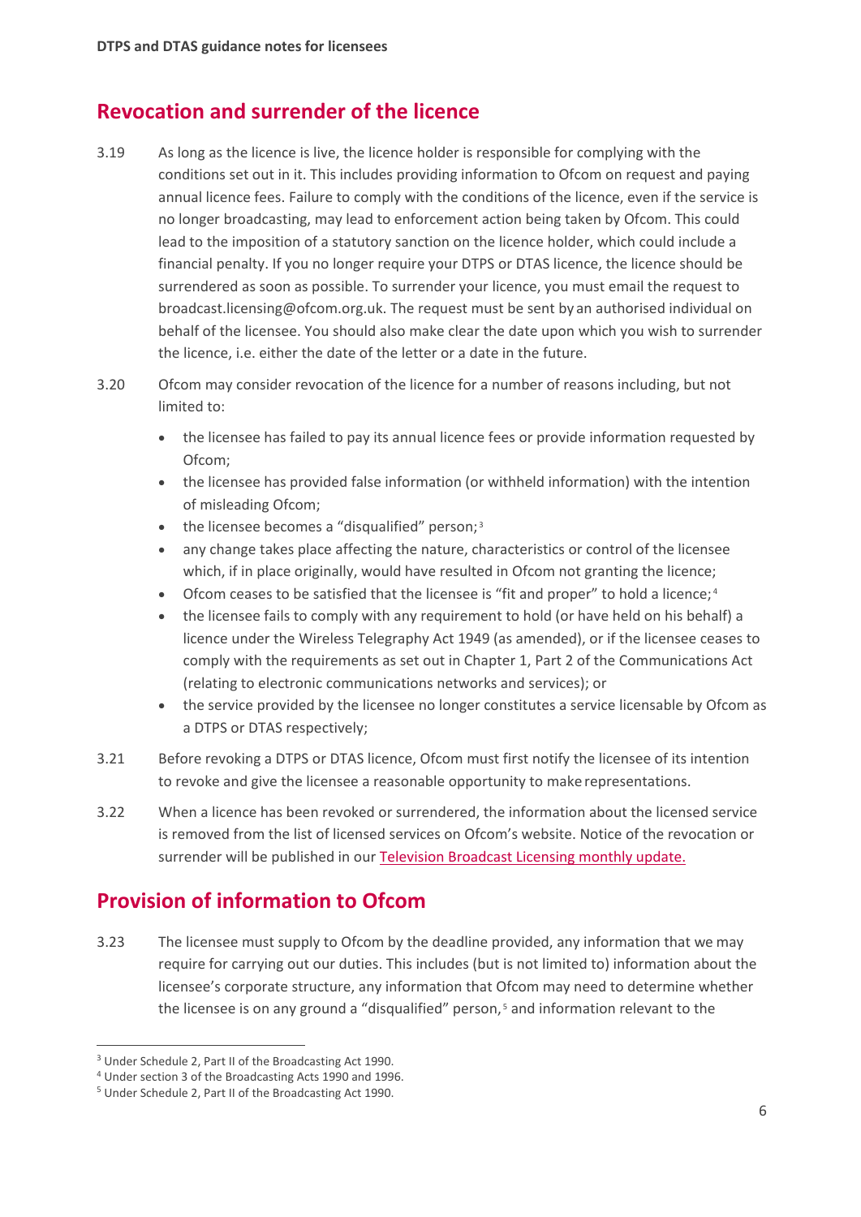## Revocation and surrender of the licence

3.19 As long as the licence is live, the licence holder is responsible for complying with the conditions set out in it. This includes providing information to Ofcom on request and paying annual licence fees. Failure to comply with the conditions of the licence, even if the service is no longer broadcasting, may lead to enforcement action being taken by Ofcom. This could lead to the imposition of a statutory sanction on the licence holder, which could include a financial penalty. If you no longer require your DTPS or DTAS licence, the licence should be surrendered as soon as possible. To surrender your licence, you must email the request to broadcast.licensing@ofcom.org.uk. The request must be sent by an authorised individual on behalf of the licensee. You should also make clear the date upon which you wish to surrender the licence, i.e. either the date of the letter or a date in the future.

3.20 Ofcom may consider revocation of the licence for a number of reasons including, but not limited to:

- the licensee has failed to pay its annual licence fees or provide information requested by Ofcom;
- the licensee has provided false information (or withheld information) with the intention of misleading Ofcom;
- the licensee becomes a "disqualified" person;[3]
- any change takes place affecting the nature, characteristics or control of the licensee which, if in place originally, would have resulted in Ofcom not granting the licence;
- Ofcom ceases to be satisfied that the licensee is "fit and proper" to hold a licence;[4]
- the licensee fails to comply with any requirement to hold (or have held on his behalf) a licence under the Wireless Telegraphy Act 1949 (as amended), or if the licensee ceases to comply with the requirements as set out in Chapter 1, Part 2 of the Communications Act (relating to electronic communications networks and services); or
- the service provided by the licensee no longer constitutes a service licensable by Ofcom as a DTPS or DTAS respectively;

3.21 Before revoking a DTPS or DTAS licence, Ofcom must first notify the licensee of its intention to revoke and give the licensee a reasonable opportunity to make representations.

3.22 When a licence has been revoked or surrendered, the information about the licensed service is removed from the list of licensed services on Ofcom's website. Notice of the revocation or surrender will be published in our Television Broadcast Licensing monthly update.

## Provision of information to Ofcom

3.23 The licensee must supply to Ofcom by the deadline provided, any information that we may require for carrying out our duties. This includes (but is not limited to) information about the licensee's corporate structure, any information that Ofcom may need to determine whether the licensee is on any ground a "disqualified" person,[5] and information relevant to the

[3] Under Schedule 2, Part II of the Broadcasting Act 1990.
[4] Under section 3 of the Broadcasting Acts 1990 and 1996.
[5] Under Schedule 2, Part II of the Broadcasting Act 1990.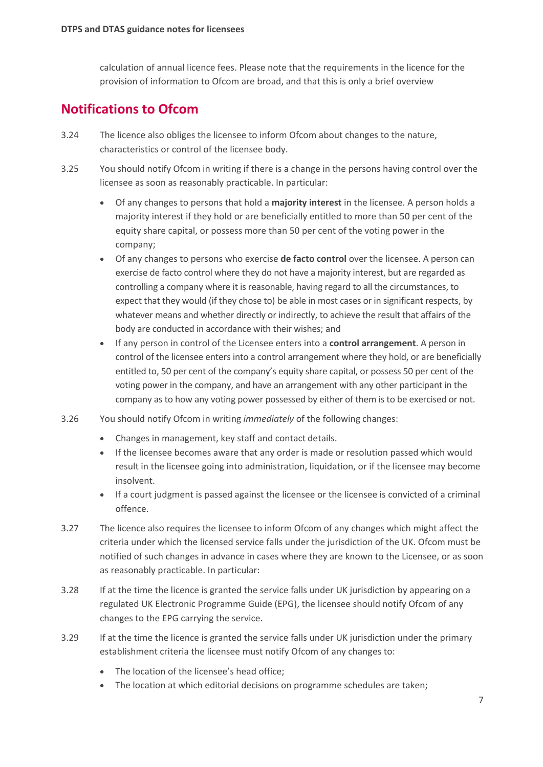calculation of annual licence fees. Please note that the requirements in the licence for the provision of information to Ofcom are broad, and that this is only a brief overview

## Notifications to Ofcom

3.24 The licence also obliges the licensee to inform Ofcom about changes to the nature, characteristics or control of the licensee body.

3.25 You should notify Ofcom in writing if there is a change in the persons having control over the licensee as soon as reasonably practicable. In particular:

- Of any changes to persons that hold a **majority interest** in the licensee. A person holds a majority interest if they hold or are beneficially entitled to more than 50 per cent of the equity share capital, or possess more than 50 per cent of the voting power in the company;
- Of any changes to persons who exercise **de facto control** over the licensee. A person can exercise de facto control where they do not have a majority interest, but are regarded as controlling a company where it is reasonable, having regard to all the circumstances, to expect that they would (if they chose to) be able in most cases or in significant respects, by whatever means and whether directly or indirectly, to achieve the result that affairs of the body are conducted in accordance with their wishes; and
- If any person in control of the Licensee enters into a **control arrangement**. A person in control of the licensee enters into a control arrangement where they hold, or are beneficially entitled to, 50 per cent of the company's equity share capital, or possess 50 per cent of the voting power in the company, and have an arrangement with any other participant in the company as to how any voting power possessed by either of them is to be exercised or not.

3.26 You should notify Ofcom in writing *immediately* of the following changes:

- Changes in management, key staff and contact details.
- If the licensee becomes aware that any order is made or resolution passed which would result in the licensee going into administration, liquidation, or if the licensee may become insolvent.
- If a court judgment is passed against the licensee or the licensee is convicted of a criminal offence.

3.27 The licence also requires the licensee to inform Ofcom of any changes which might affect the criteria under which the licensed service falls under the jurisdiction of the UK. Ofcom must be notified of such changes in advance in cases where they are known to the Licensee, or as soon as reasonably practicable. In particular:

3.28 If at the time the licence is granted the service falls under UK jurisdiction by appearing on a regulated UK Electronic Programme Guide (EPG), the licensee should notify Ofcom of any changes to the EPG carrying the service.

3.29 If at the time the licence is granted the service falls under UK jurisdiction under the primary establishment criteria the licensee must notify Ofcom of any changes to:

- The location of the licensee's head office;
- The location at which editorial decisions on programme schedules are taken;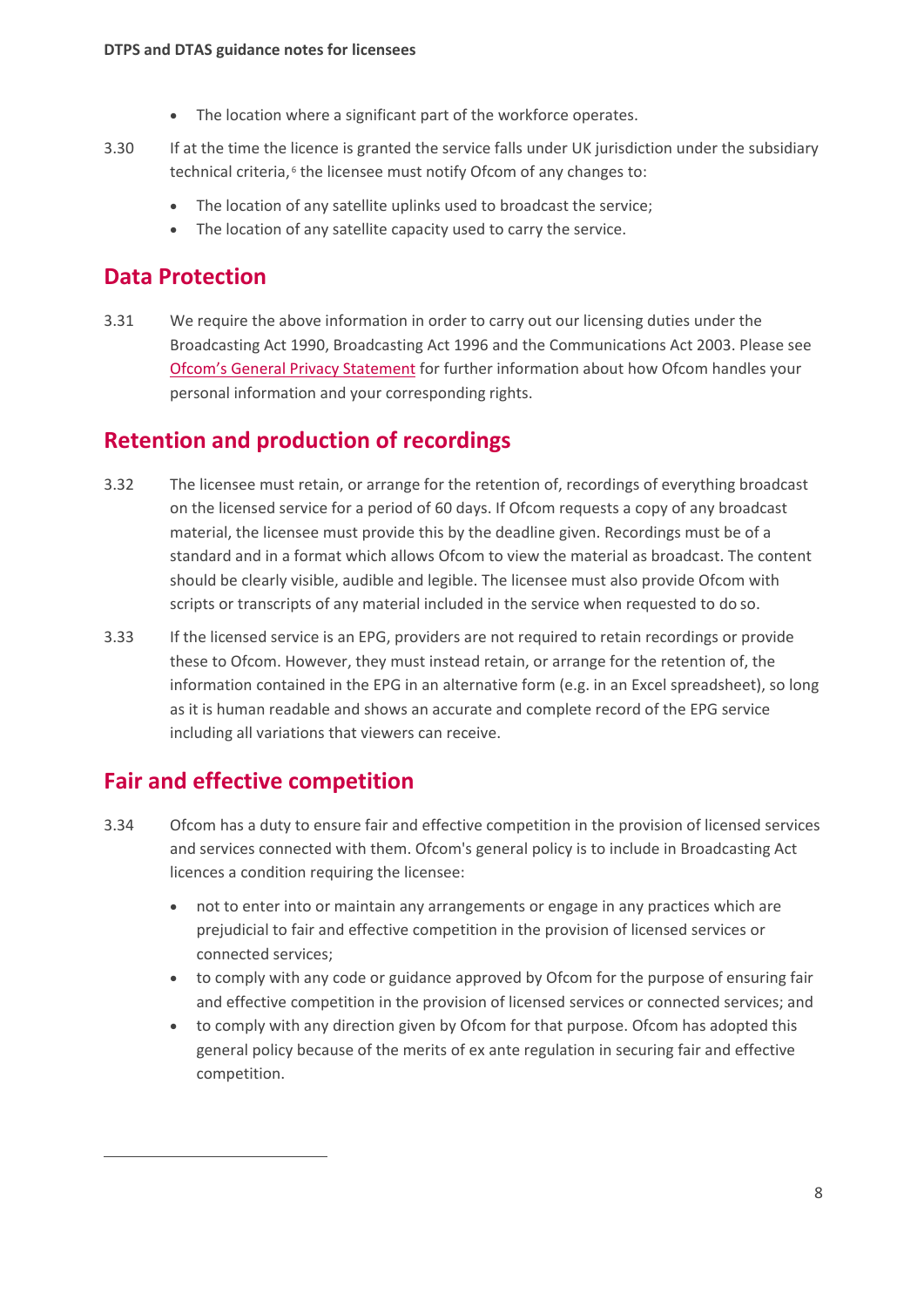- The location where a significant part of the workforce operates.

3.30 If at the time the licence is granted the service falls under UK jurisdiction under the subsidiary technical criteria,[6] the licensee must notify Ofcom of any changes to:

- The location of any satellite uplinks used to broadcast the service;
- The location of any satellite capacity used to carry the service.

## Data Protection

3.31 We require the above information in order to carry out our licensing duties under the Broadcasting Act 1990, Broadcasting Act 1996 and the Communications Act 2003. Please see Ofcom's General Privacy Statement for further information about how Ofcom handles your personal information and your corresponding rights.

## Retention and production of recordings

3.32 The licensee must retain, or arrange for the retention of, recordings of everything broadcast on the licensed service for a period of 60 days. If Ofcom requests a copy of any broadcast material, the licensee must provide this by the deadline given. Recordings must be of a standard and in a format which allows Ofcom to view the material as broadcast. The content should be clearly visible, audible and legible. The licensee must also provide Ofcom with scripts or transcripts of any material included in the service when requested to do so.

3.33 If the licensed service is an EPG, providers are not required to retain recordings or provide these to Ofcom. However, they must instead retain, or arrange for the retention of, the information contained in the EPG in an alternative form (e.g. in an Excel spreadsheet), so long as it is human readable and shows an accurate and complete record of the EPG service including all variations that viewers can receive.

## Fair and effective competition

3.34 Ofcom has a duty to ensure fair and effective competition in the provision of licensed services and services connected with them. Ofcom's general policy is to include in Broadcasting Act licences a condition requiring the licensee:

- not to enter into or maintain any arrangements or engage in any practices which are prejudicial to fair and effective competition in the provision of licensed services or connected services;
- to comply with any code or guidance approved by Ofcom for the purpose of ensuring fair and effective competition in the provision of licensed services or connected services; and
- to comply with any direction given by Ofcom for that purpose. Ofcom has adopted this general policy because of the merits of ex ante regulation in securing fair and effective competition.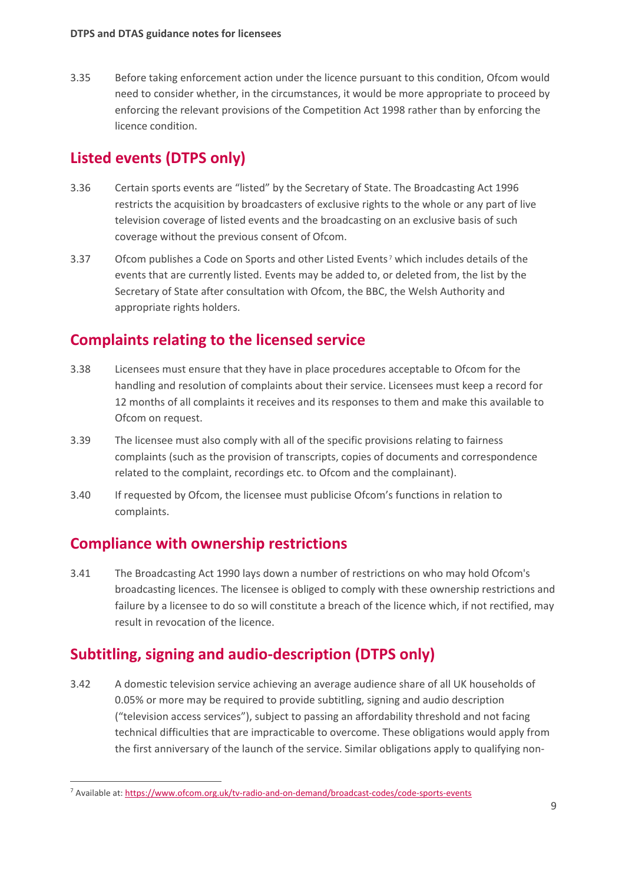3.35 Before taking enforcement action under the licence pursuant to this condition, Ofcom would need to consider whether, in the circumstances, it would be more appropriate to proceed by enforcing the relevant provisions of the Competition Act 1998 rather than by enforcing the licence condition.

## Listed events (DTPS only)

3.36 Certain sports events are "listed" by the Secretary of State. The Broadcasting Act 1996 restricts the acquisition by broadcasters of exclusive rights to the whole or any part of live television coverage of listed events and the broadcasting on an exclusive basis of such coverage without the previous consent of Ofcom.

3.37 Ofcom publishes a Code on Sports and other Listed Events[7] which includes details of the events that are currently listed. Events may be added to, or deleted from, the list by the Secretary of State after consultation with Ofcom, the BBC, the Welsh Authority and appropriate rights holders.

## Complaints relating to the licensed service

3.38 Licensees must ensure that they have in place procedures acceptable to Ofcom for the handling and resolution of complaints about their service. Licensees must keep a record for 12 months of all complaints it receives and its responses to them and make this available to Ofcom on request.

3.39 The licensee must also comply with all of the specific provisions relating to fairness complaints (such as the provision of transcripts, copies of documents and correspondence related to the complaint, recordings etc. to Ofcom and the complainant).

3.40 If requested by Ofcom, the licensee must publicise Ofcom's functions in relation to complaints.

## Compliance with ownership restrictions

3.41 The Broadcasting Act 1990 lays down a number of restrictions on who may hold Ofcom's broadcasting licences. The licensee is obliged to comply with these ownership restrictions and failure by a licensee to do so will constitute a breach of the licence which, if not rectified, may result in revocation of the licence.

## Subtitling, signing and audio-description (DTPS only)

3.42 A domestic television service achieving an average audience share of all UK households of 0.05% or more may be required to provide subtitling, signing and audio description ("television access services"), subject to passing an affordability threshold and not facing technical difficulties that are impracticable to overcome. These obligations would apply from the first anniversary of the launch of the service. Similar obligations apply to qualifying non-

[7] Available at: https://www.ofcom.org.uk/tv-radio-and-on-demand/broadcast-codes/code-sports-events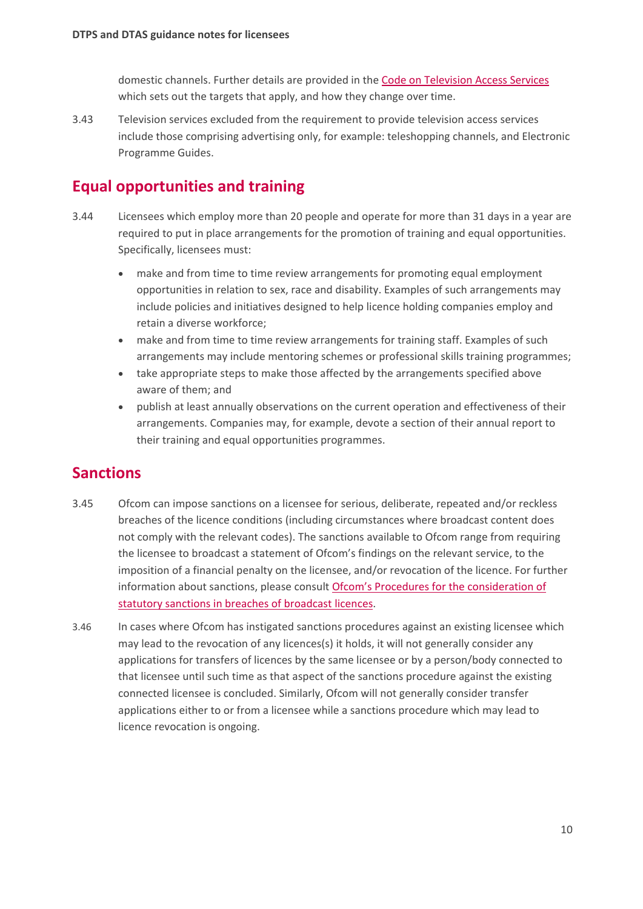domestic channels. Further details are provided in the Code on Television Access Services which sets out the targets that apply, and how they change over time.

3.43 Television services excluded from the requirement to provide television access services include those comprising advertising only, for example: teleshopping channels, and Electronic Programme Guides.

## Equal opportunities and training

3.44 Licensees which employ more than 20 people and operate for more than 31 days in a year are required to put in place arrangements for the promotion of training and equal opportunities. Specifically, licensees must:

- make and from time to time review arrangements for promoting equal employment opportunities in relation to sex, race and disability. Examples of such arrangements may include policies and initiatives designed to help licence holding companies employ and retain a diverse workforce;
- make and from time to time review arrangements for training staff. Examples of such arrangements may include mentoring schemes or professional skills training programmes;
- take appropriate steps to make those affected by the arrangements specified above aware of them; and
- publish at least annually observations on the current operation and effectiveness of their arrangements. Companies may, for example, devote a section of their annual report to their training and equal opportunities programmes.

## Sanctions

3.45 Ofcom can impose sanctions on a licensee for serious, deliberate, repeated and/or reckless breaches of the licence conditions (including circumstances where broadcast content does not comply with the relevant codes). The sanctions available to Ofcom range from requiring the licensee to broadcast a statement of Ofcom's findings on the relevant service, to the imposition of a financial penalty on the licensee, and/or revocation of the licence. For further information about sanctions, please consult Ofcom's Procedures for the consideration of statutory sanctions in breaches of broadcast licences.

3.46 In cases where Ofcom has instigated sanctions procedures against an existing licensee which may lead to the revocation of any licences(s) it holds, it will not generally consider any applications for transfers of licences by the same licensee or by a person/body connected to that licensee until such time as that aspect of the sanctions procedure against the existing connected licensee is concluded. Similarly, Ofcom will not generally consider transfer applications either to or from a licensee while a sanctions procedure which may lead to licence revocation is ongoing.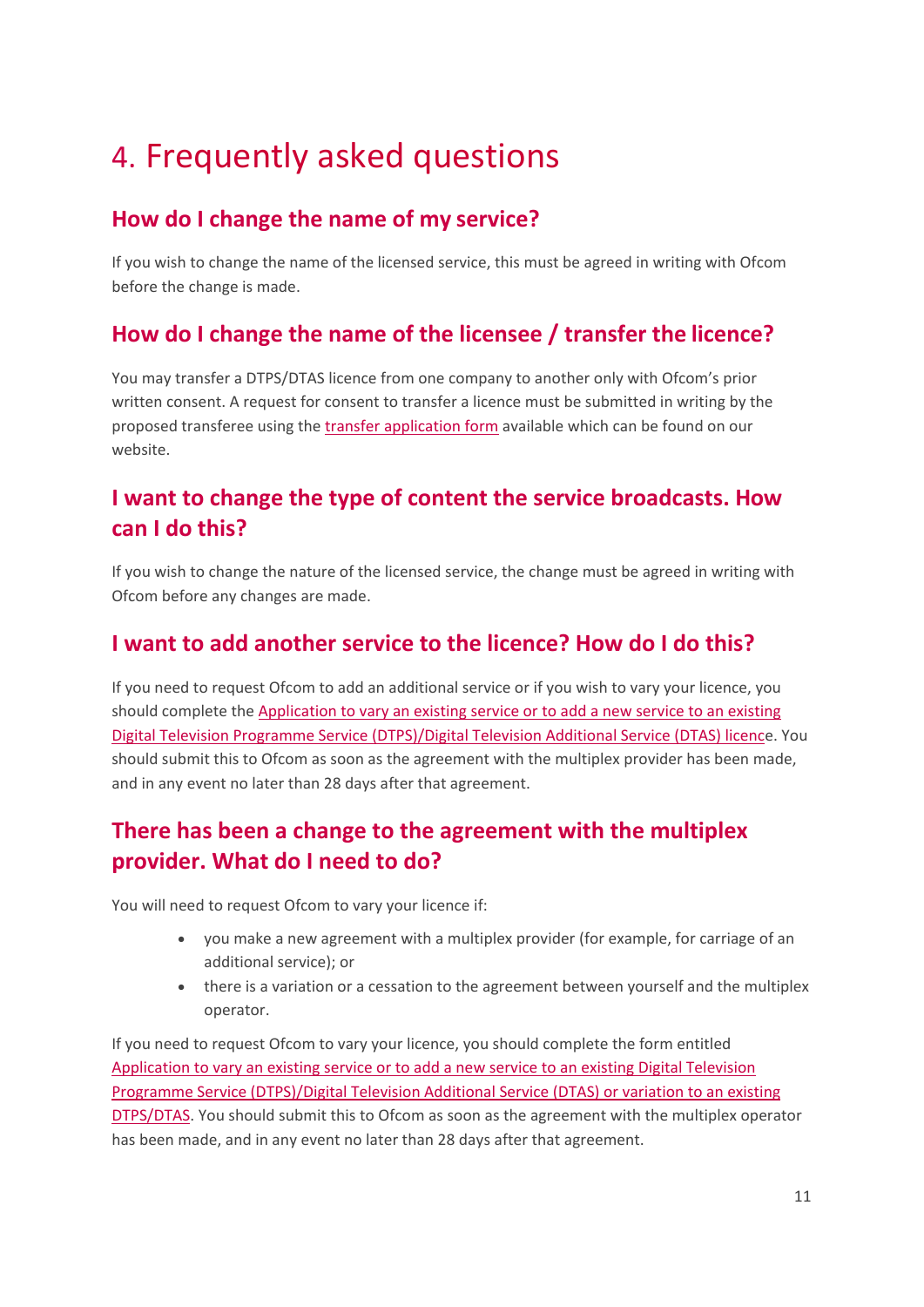# 4. Frequently asked questions

## How do I change the name of my service?

If you wish to change the name of the licensed service, this must be agreed in writing with Ofcom before the change is made.

## How do I change the name of the licensee / transfer the licence?

You may transfer a DTPS/DTAS licence from one company to another only with Ofcom's prior written consent. A request for consent to transfer a licence must be submitted in writing by the proposed transferee using the transfer application form available which can be found on our website.

## I want to change the type of content the service broadcasts. How can I do this?

If you wish to change the nature of the licensed service, the change must be agreed in writing with Ofcom before any changes are made.

## I want to add another service to the licence? How do I do this?

If you need to request Ofcom to add an additional service or if you wish to vary your licence, you should complete the Application to vary an existing service or to add a new service to an existing Digital Television Programme Service (DTPS)/Digital Television Additional Service (DTAS) licence. You should submit this to Ofcom as soon as the agreement with the multiplex provider has been made, and in any event no later than 28 days after that agreement.

## There has been a change to the agreement with the multiplex provider. What do I need to do?

You will need to request Ofcom to vary your licence if:

- you make a new agreement with a multiplex provider (for example, for carriage of an additional service); or
- there is a variation or a cessation to the agreement between yourself and the multiplex operator.

If you need to request Ofcom to vary your licence, you should complete the form entitled Application to vary an existing service or to add a new service to an existing Digital Television Programme Service (DTPS)/Digital Television Additional Service (DTAS) or variation to an existing DTPS/DTAS. You should submit this to Ofcom as soon as the agreement with the multiplex operator has been made, and in any event no later than 28 days after that agreement.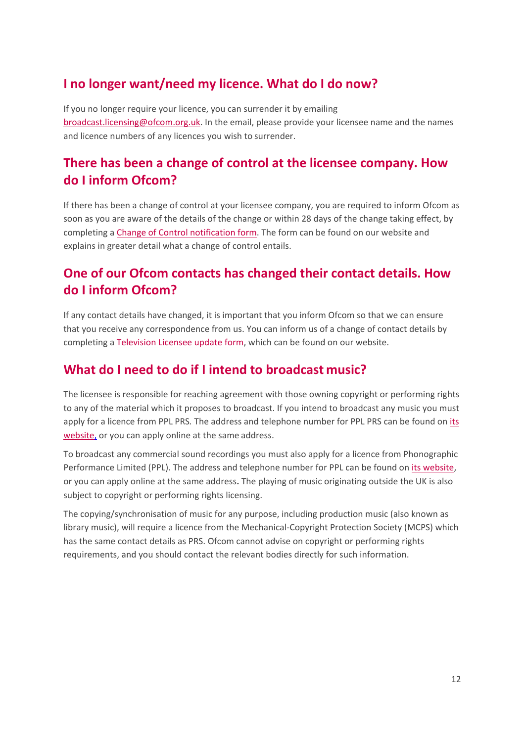## I no longer want/need my licence. What do I do now?

If you no longer require your licence, you can surrender it by emailing broadcast.licensing@ofcom.org.uk. In the email, please provide your licensee name and the names and licence numbers of any licences you wish to surrender.

## There has been a change of control at the licensee company. How do I inform Ofcom?

If there has been a change of control at your licensee company, you are required to inform Ofcom as soon as you are aware of the details of the change or within 28 days of the change taking effect, by completing a Change of Control notification form. The form can be found on our website and explains in greater detail what a change of control entails.

## One of our Ofcom contacts has changed their contact details. How do I inform Ofcom?

If any contact details have changed, it is important that you inform Ofcom so that we can ensure that you receive any correspondence from us. You can inform us of a change of contact details by completing a Television Licensee update form, which can be found on our website.

## What do I need to do if I intend to broadcast music?

The licensee is responsible for reaching agreement with those owning copyright or performing rights to any of the material which it proposes to broadcast. If you intend to broadcast any music you must apply for a licence from PPL PRS. The address and telephone number for PPL PRS can be found on its website, or you can apply online at the same address.

To broadcast any commercial sound recordings you must also apply for a licence from Phonographic Performance Limited (PPL). The address and telephone number for PPL can be found on its website, or you can apply online at the same address**.** The playing of music originating outside the UK is also subject to copyright or performing rights licensing.

The copying/synchronisation of music for any purpose, including production music (also known as library music), will require a licence from the Mechanical-Copyright Protection Society (MCPS) which has the same contact details as PRS. Ofcom cannot advise on copyright or performing rights requirements, and you should contact the relevant bodies directly for such information.